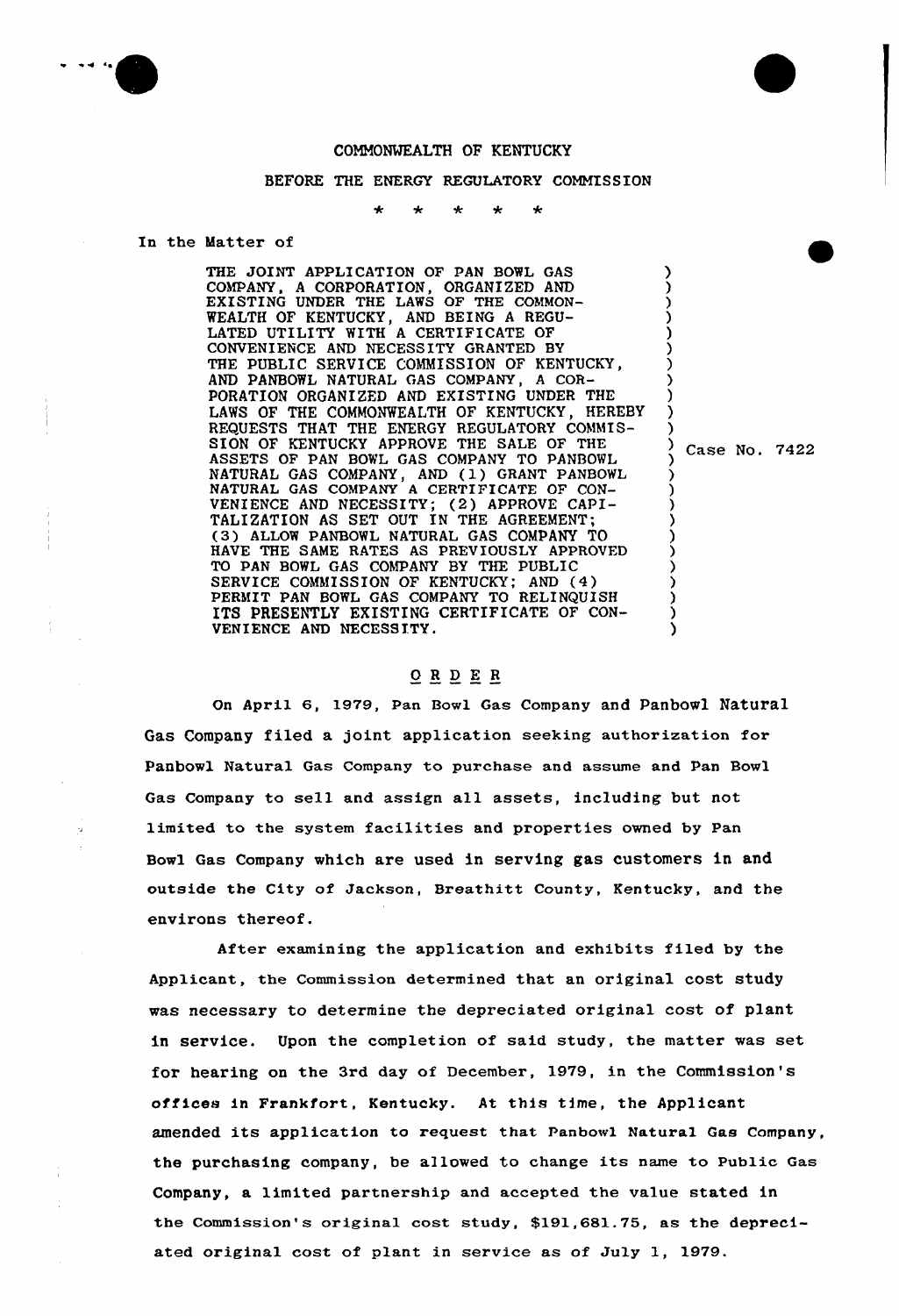COMMONWEALTH OF KENTUCKY

BEFORE THE ENERGY REGULATORY COMMISSION

\* \* \* \* \*

In the Matter of

| | |
|---|---|
| THE JOINT APPLICATION OF PAN BOWL GAS COMPANY, A CORPORATION, ORGANIZED AND EXISTING UNDER THE LAWS OF THE COMMONWEALTH OF KENTUCKY, AND BEING A REGULATED UTILITY WITH A CERTIFICATE OF CONVENIENCE AND NECESSITY GRANTED BY THE PUBLIC SERVICE COMMISSION OF KENTUCKY, AND PANBOWL NATURAL GAS COMPANY, A CORPORATION ORGANIZED AND EXISTING UNDER THE LAWS OF THE COMMONWEALTH OF KENTUCKY, HEREBY REQUESTS THAT THE ENERGY REGULATORY COMMISSION OF KENTUCKY APPROVE THE SALE OF THE ASSETS OF PAN BOWL GAS COMPANY TO PANBOWL NATURAL GAS COMPANY, AND (1) GRANT PANBOWL NATURAL GAS COMPANY A CERTIFICATE OF CONVENIENCE AND NECESSITY; (2) APPROVE CAPITALIZATION AS SET OUT IN THE AGREEMENT; (3) ALLOW PANBOWL NATURAL GAS COMPANY TO HAVE THE SAME RATES AS PREVIOUSLY APPROVED TO PAN BOWL GAS COMPANY BY THE PUBLIC SERVICE COMMISSION OF KENTUCKY; AND (4) PERMIT PAN BOWL GAS COMPANY TO RELINQUISH ITS PRESENTLY EXISTING CERTIFICATE OF CONVENIENCE AND NECESSITY. | Case No. 7422 |

## ORDER

On April 6, 1979, Pan Bowl Gas Company and Panbowl Natural Gas Company filed a joint application seeking authorization for Panbowl Natural Gas Company to purchase and assume and Pan Bowl Gas Company to sell and assign all assets, including but not limited to the system facilities and properties owned by Pan Bowl Gas Company which are used in serving gas customers in and outside the City of Jackson, Breathitt County, Kentucky, and the environs thereof.

After examining the application and exhibits filed by the Applicant, the Commission determined that an original cost study was necessary to determine the depreciated original cost of plant in service. Upon the completion of said study, the matter was set for hearing on the 3rd day of December, 1979, in the Commission's offices in Frankfort, Kentucky. At this time, the Applicant amended its application to request that Panbowl Natural Gas Company, the purchasing company, be allowed to change its name to Public Gas Company, a limited partnership and accepted the value stated in the Commission's original cost study, $191,681.75, as the depreciated original cost of plant in service as of July 1, 1979.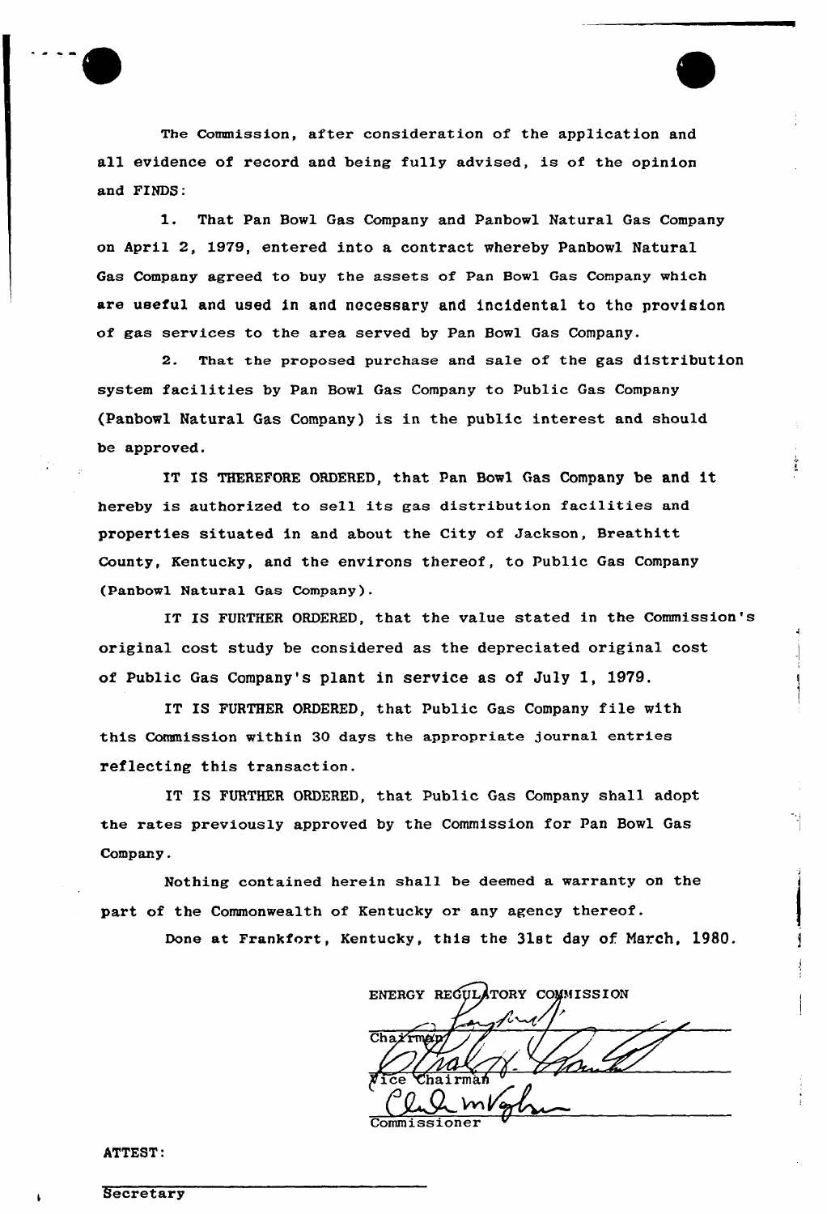The Commission, after consideration of the application and all evidence of record and being fully advised, is of the opinion and FINDS:

1. That Pan Bowl Gas Company and Panbowl Natural Gas Company on April 2, 1979, entered into a contract whereby Panbowl Natural Gas Company agreed to buy the assets of Pan Bowl Gas Company which are useful and used in and necessary and incidental to the provision of gas services to the area served by Pan Bowl Gas Company.

2. That the proposed purchase and sale of the gas distribution system facilities by Pan Bowl Gas Company to Public Gas Company (Panbowl Natural Gas Company) is in the public interest and should be approved.

IT IS THEREFORE ORDERED, that Pan Bowl Gas Company be and it hereby is authorized to sell its gas distribution facilities and properties situated in and about the City of Jackson, Breathitt County, Kentucky, and the environs thereof, to Public Gas Company (Panbowl Natural Gas Company).

IT IS FURTHER ORDERED, that the value stated in the Commission's original cost study be considered as the depreciated original cost of Public Gas Company's plant in service as of July 1, 1979.

IT IS FURTHER ORDERED, that Public Gas Company file with this Commission within 30 days the appropriate journal entries reflecting this transaction.

IT IS FURTHER ORDERED, that Public Gas Company shall adopt the rates previously approved by the Commission for Pan Bowl Gas Company.

Nothing contained herein shall be deemed a warranty on the part of the Commonwealth of Kentucky or any agency thereof.

Done at Frankfort, Kentucky, this the 31st day of March, 1980.

ENERGY REGULATORY COMMISSION

Chairman

Vice Chairman

Commissioner

ATTEST:

Secretary